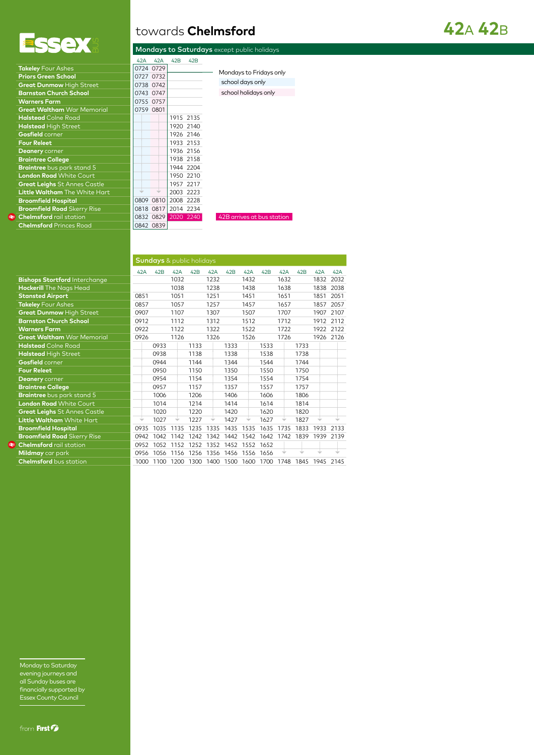# towards **Chelmsford** — 42A 42B

## Mondays to Saturdays except public holidays

| Stop | 42A | 42A | 42B | 42B |
|---|---|---|---|---|
| **Takeley** Four Ashes | 0724 | 0729 | | |
| **Priors Green School** | 0727 | 0732 | | |
| **Great Dunmow** High Street | 0738 | 0742 | | |
| **Barnston Church School** | 0743 | 0747 | | |
| **Warners Farm** | 0755 | 0757 | | |
| **Great Waltham** War Memorial | 0759 | 0801 | | |
| **Halstead** Colne Road | | | 1915 | 2135 |
| **Halstead** High Street | | | 1920 | 2140 |
| **Gosfield** corner | | | 1926 | 2146 |
| **Four Releet** | | | 1933 | 2153 |
| **Deanery** corner | | | 1936 | 2156 |
| **Braintree College** | | | 1938 | 2158 |
| **Braintree** bus park stand 5 | | | 1944 | 2204 |
| **London Road** White Court | | | 1950 | 2210 |
| **Great Leighs** St Annes Castle | | | 1957 | 2217 |
| **Little Waltham** The White Hart | ↓ | ↓ | 2003 | 2223 |
| **Broomfield Hospital** | 0809 | 0810 | 2008 | 2228 |
| **Broomfield Road** Skerry Rise | 0818 | 0817 | 2014 | 2234 |
| **Chelmsford** rail station | 0832 | 0829 | 2020 | 2240 |
| **Chelmsford** Princes Road | 0842 | 0839 | | |

Mondays to Fridays only

school days only

school holidays only

42B arrives at bus station

## Sundays & public holidays

| Stop | 42A | 42B | 42A | 42B | 42A | 42B | 42A | 42B | 42A | 42B | 42A | 42A |
|---|---|---|---|---|---|---|---|---|---|---|---|---|
| **Bishops Stortford** Interchange | | | 1032 | | 1232 | | 1432 | | 1632 | | 1832 | 2032 |
| **Hockerill** The Nags Head | | | 1038 | | 1238 | | 1438 | | 1638 | | 1838 | 2038 |
| **Stansted Airport** | 0851 | | 1051 | | 1251 | | 1451 | | 1651 | | 1851 | 2051 |
| **Takeley** Four Ashes | 0857 | | 1057 | | 1257 | | 1457 | | 1657 | | 1857 | 2057 |
| **Great Dunmow** High Street | 0907 | | 1107 | | 1307 | | 1507 | | 1707 | | 1907 | 2107 |
| **Barnston Church School** | 0912 | | 1112 | | 1312 | | 1512 | | 1712 | | 1912 | 2112 |
| **Warners Farm** | 0922 | | 1122 | | 1322 | | 1522 | | 1722 | | 1922 | 2122 |
| **Great Waltham** War Memorial | 0926 | | 1126 | | 1326 | | 1526 | | 1726 | | 1926 | 2126 |
| **Halstead** Colne Road | | 0933 | | 1133 | | 1333 | | 1533 | | 1733 | | |
| **Halstead** High Street | | 0938 | | 1138 | | 1338 | | 1538 | | 1738 | | |
| **Gosfield** corner | | 0944 | | 1144 | | 1344 | | 1544 | | 1744 | | |
| **Four Releet** | | 0950 | | 1150 | | 1350 | | 1550 | | 1750 | | |
| **Deanery** corner | | 0954 | | 1154 | | 1354 | | 1554 | | 1754 | | |
| **Braintree College** | | 0957 | | 1157 | | 1357 | | 1557 | | 1757 | | |
| **Braintree** bus park stand 5 | | 1006 | | 1206 | | 1406 | | 1606 | | 1806 | | |
| **London Road** White Court | | 1014 | | 1214 | | 1414 | | 1614 | | 1814 | | |
| **Great Leighs** St Annes Castle | | 1020 | | 1220 | | 1420 | | 1620 | | 1820 | | |
| **Little Waltham** White Hart | ↓ | 1027 | ↓ | 1227 | ↓ | 1427 | ↓ | 1627 | ↓ | 1827 | ↓ | ↓ |
| **Broomfield Hospital** | 0935 | 1035 | 1135 | 1235 | 1335 | 1435 | 1535 | 1635 | 1735 | 1833 | 1933 | 2133 |
| **Broomfield Road** Skerry Rise | 0942 | 1042 | 1142 | 1242 | 1342 | 1442 | 1542 | 1642 | 1742 | 1839 | 1939 | 2139 |
| **Chelmsford** rail station | 0952 | 1052 | 1152 | 1252 | 1352 | 1452 | 1552 | 1652 | | | | |
| **Mildmay** car park | 0956 | 1056 | 1156 | 1256 | 1356 | 1456 | 1556 | 1656 | ↓ | ↓ | ↓ | ↓ |
| **Chelmsford** bus station | 1000 | 1100 | 1200 | 1300 | 1400 | 1500 | 1600 | 1700 | 1748 | 1845 | 1945 | 2145 |

Monday to Saturday evening journeys and all Sunday buses are financially supported by Essex County Council

from First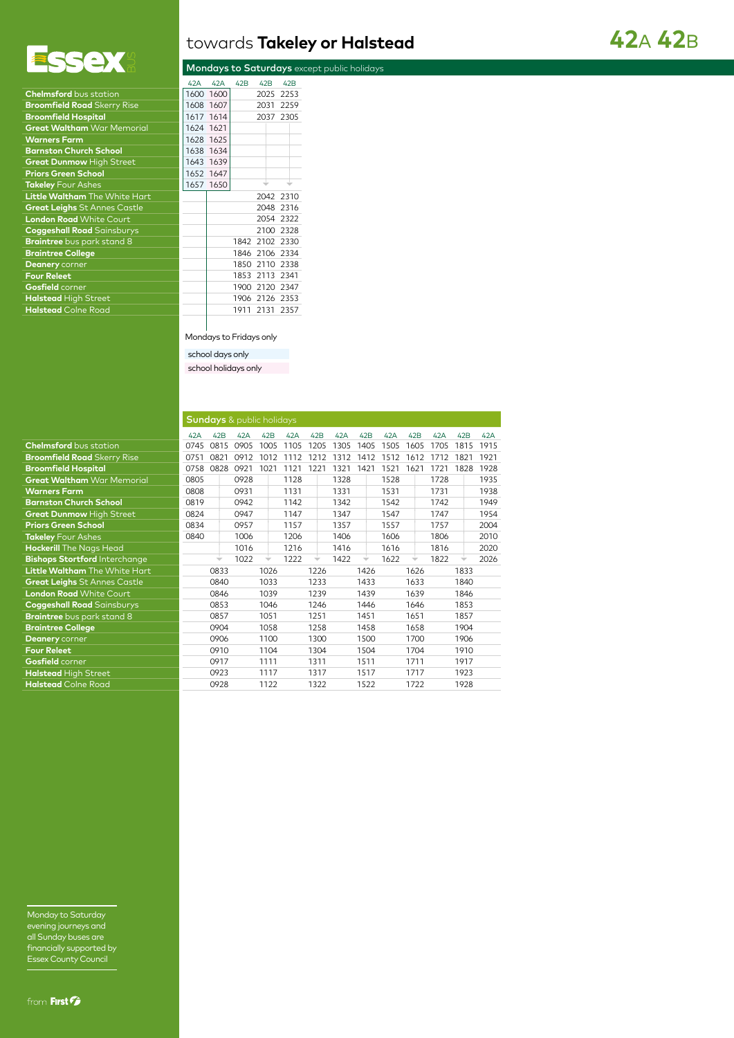# towards Takeley or Halstead

**42A 42B**

## Mondays to Saturdays except public holidays

| | 42A | 42A | 42B | 42B | 42B |
|---|---|---|---|---|---|
| **Chelmsford** bus station | 1600 | 1600 | | 2025 | 2253 |
| **Broomfield Road** Skerry Rise | 1608 | 1607 | | 2031 | 2259 |
| **Broomfield Hospital** | 1617 | 1614 | | 2037 | 2305 |
| **Great Waltham** War Memorial | 1624 | 1621 | | | |
| **Warners Farm** | 1628 | 1625 | | | |
| **Barnston Church School** | 1638 | 1634 | | | |
| **Great Dunmow** High Street | 1643 | 1639 | | | |
| **Priors Green School** | 1652 | 1647 | | | |
| **Takeley** Four Ashes | 1657 | 1650 | | | |
| **Little Waltham** The White Hart | | | | 2042 | 2310 |
| **Great Leighs** St Annes Castle | | | | 2048 | 2316 |
| **London Road** White Court | | | | 2054 | 2322 |
| **Coggeshall Road** Sainsburys | | | | 2100 | 2328 |
| **Braintree** bus park stand 8 | | | 1842 | 2102 | 2330 |
| **Braintree College** | | | 1846 | 2106 | 2334 |
| **Deanery** corner | | | 1850 | 2110 | 2338 |
| **Four Releet** | | | 1853 | 2113 | 2341 |
| **Gosfield** corner | | | 1900 | 2120 | 2347 |
| **Halstead** High Street | | | 1906 | 2126 | 2353 |
| **Halstead** Colne Road | | | 1911 | 2131 | 2357 |

Mondays to Fridays only

school days only

school holidays only

## Sundays & public holidays

| | 42A | 42B | 42A | 42B | 42A | 42B | 42A | 42B | 42A | 42B | 42A | 42B | 42A |
|---|---|---|---|---|---|---|---|---|---|---|---|---|---|
| **Chelmsford** bus station | 0745 | 0815 | 0905 | 1005 | 1105 | 1205 | 1305 | 1405 | 1505 | 1605 | 1705 | 1815 | 1915 |
| **Broomfield Road** Skerry Rise | 0751 | 0821 | 0912 | 1012 | 1112 | 1212 | 1312 | 1412 | 1512 | 1612 | 1712 | 1821 | 1921 |
| **Broomfield Hospital** | 0758 | 0828 | 0921 | 1021 | 1121 | 1221 | 1321 | 1421 | 1521 | 1621 | 1721 | 1828 | 1928 |
| **Great Waltham** War Memorial | 0805 | | 0928 | | 1128 | | 1328 | | 1528 | | 1728 | | 1935 |
| **Warners Farm** | 0808 | | 0931 | | 1131 | | 1331 | | 1531 | | 1731 | | 1938 |
| **Barnston Church School** | 0819 | | 0942 | | 1142 | | 1342 | | 1542 | | 1742 | | 1949 |
| **Great Dunmow** High Street | 0824 | | 0947 | | 1147 | | 1347 | | 1547 | | 1747 | | 1954 |
| **Priors Green School** | 0834 | | 0957 | | 1157 | | 1357 | | 1557 | | 1757 | | 2004 |
| **Takeley** Four Ashes | 0840 | | 1006 | | 1206 | | 1406 | | 1606 | | 1806 | | 2010 |
| **Hockerill** The Nags Head | | | 1016 | | 1216 | | 1416 | | 1616 | | 1816 | | 2020 |
| **Bishops Stortford** Interchange | | | 1022 | | 1222 | | 1422 | | 1622 | | 1822 | | 2026 |
| **Little Waltham** The White Hart | | 0833 | | 1026 | | 1226 | | 1426 | | 1626 | | 1833 | |
| **Great Leighs** St Annes Castle | | 0840 | | 1033 | | 1233 | | 1433 | | 1633 | | 1840 | |
| **London Road** White Court | | 0846 | | 1039 | | 1239 | | 1439 | | 1639 | | 1846 | |
| **Coggeshall Road** Sainsburys | | 0853 | | 1046 | | 1246 | | 1446 | | 1646 | | 1853 | |
| **Braintree** bus park stand 8 | | 0857 | | 1051 | | 1251 | | 1451 | | 1651 | | 1857 | |
| **Braintree College** | | 0904 | | 1058 | | 1258 | | 1458 | | 1658 | | 1904 | |
| **Deanery** corner | | 0906 | | 1100 | | 1300 | | 1500 | | 1700 | | 1906 | |
| **Four Releet** | | 0910 | | 1104 | | 1304 | | 1504 | | 1704 | | 1910 | |
| **Gosfield** corner | | 0917 | | 1111 | | 1311 | | 1511 | | 1711 | | 1917 | |
| **Halstead** High Street | | 0923 | | 1117 | | 1317 | | 1517 | | 1717 | | 1923 | |
| **Halstead** Colne Road | | 0928 | | 1122 | | 1322 | | 1522 | | 1722 | | 1928 | |

Monday to Saturday evening journeys and all Sunday buses are financially supported by Essex County Council

from First